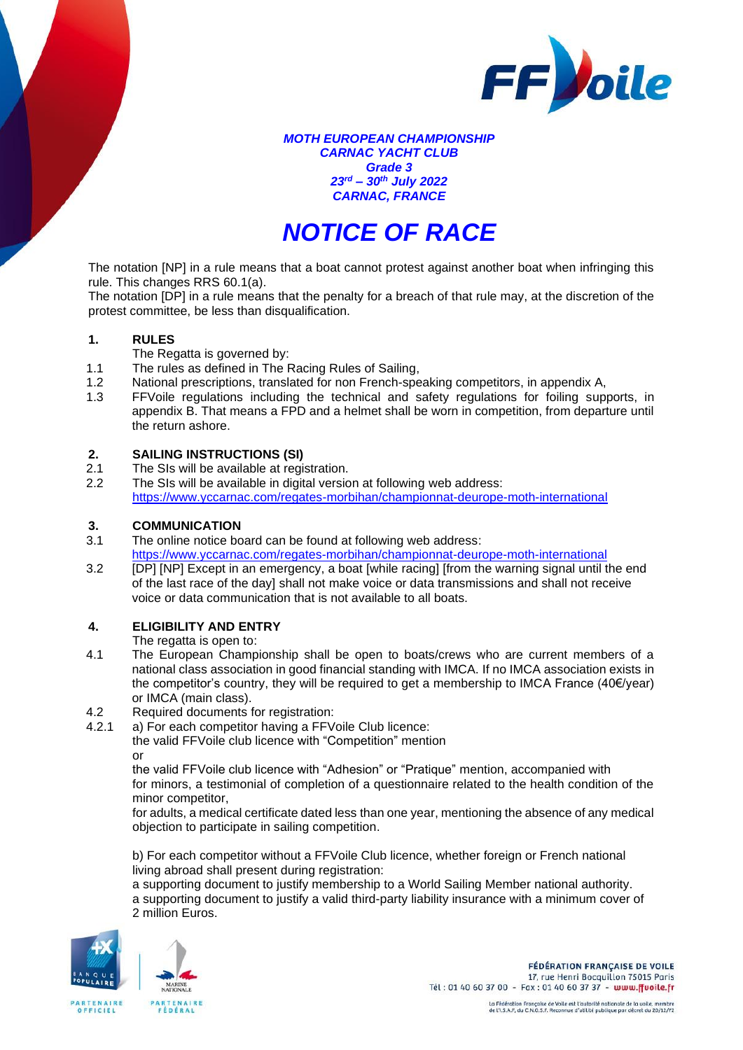*MOTH EUROPEAN CHAMPIONSHIP*
*CARNAC YACHT CLUB*
*Grade 3*
*23rd – 30th July 2022*
*CARNAC, FRANCE*

# *NOTICE OF RACE*

The notation [NP] in a rule means that a boat cannot protest against another boat when infringing this rule. This changes RRS 60.1(a).
The notation [DP] in a rule means that the penalty for a breach of that rule may, at the discretion of the protest committee, be less than disqualification.

## 1. RULES

The Regatta is governed by:

1.1 The rules as defined in The Racing Rules of Sailing,
1.2 National prescriptions, translated for non French-speaking competitors, in appendix A,
1.3 FFVoile regulations including the technical and safety regulations for foiling supports, in appendix B. That means a FPD and a helmet shall be worn in competition, from departure until the return ashore.

## 2. SAILING INSTRUCTIONS (SI)

2.1 The SIs will be available at registration.
2.2 The SIs will be available in digital version at following web address:
https://www.yccarnac.com/regates-morbihan/championnat-deurope-moth-international

## 3. COMMUNICATION

3.1 The online notice board can be found at following web address:
https://www.yccarnac.com/regates-morbihan/championnat-deurope-moth-international
3.2 [DP] [NP] Except in an emergency, a boat [while racing] [from the warning signal until the end of the last race of the day] shall not make voice or data transmissions and shall not receive voice or data communication that is not available to all boats.

## 4. ELIGIBILITY AND ENTRY

The regatta is open to:

4.1 The European Championship shall be open to boats/crews who are current members of a national class association in good financial standing with IMCA. If no IMCA association exists in the competitor's country, they will be required to get a membership to IMCA France (40€/year) or IMCA (main class).
4.2 Required documents for registration:
4.2.1 a) For each competitor having a FFVoile Club licence:
the valid FFVoile club licence with "Competition" mention
or
the valid FFVoile club licence with "Adhesion" or "Pratique" mention, accompanied with
for minors, a testimonial of completion of a questionnaire related to the health condition of the minor competitor,
for adults, a medical certificate dated less than one year, mentioning the absence of any medical objection to participate in sailing competition.

b) For each competitor without a FFVoile Club licence, whether foreign or French national living abroad shall present during registration:
a supporting document to justify membership to a World Sailing Member national authority.
a supporting document to justify a valid third-party liability insurance with a minimum cover of 2 million Euros.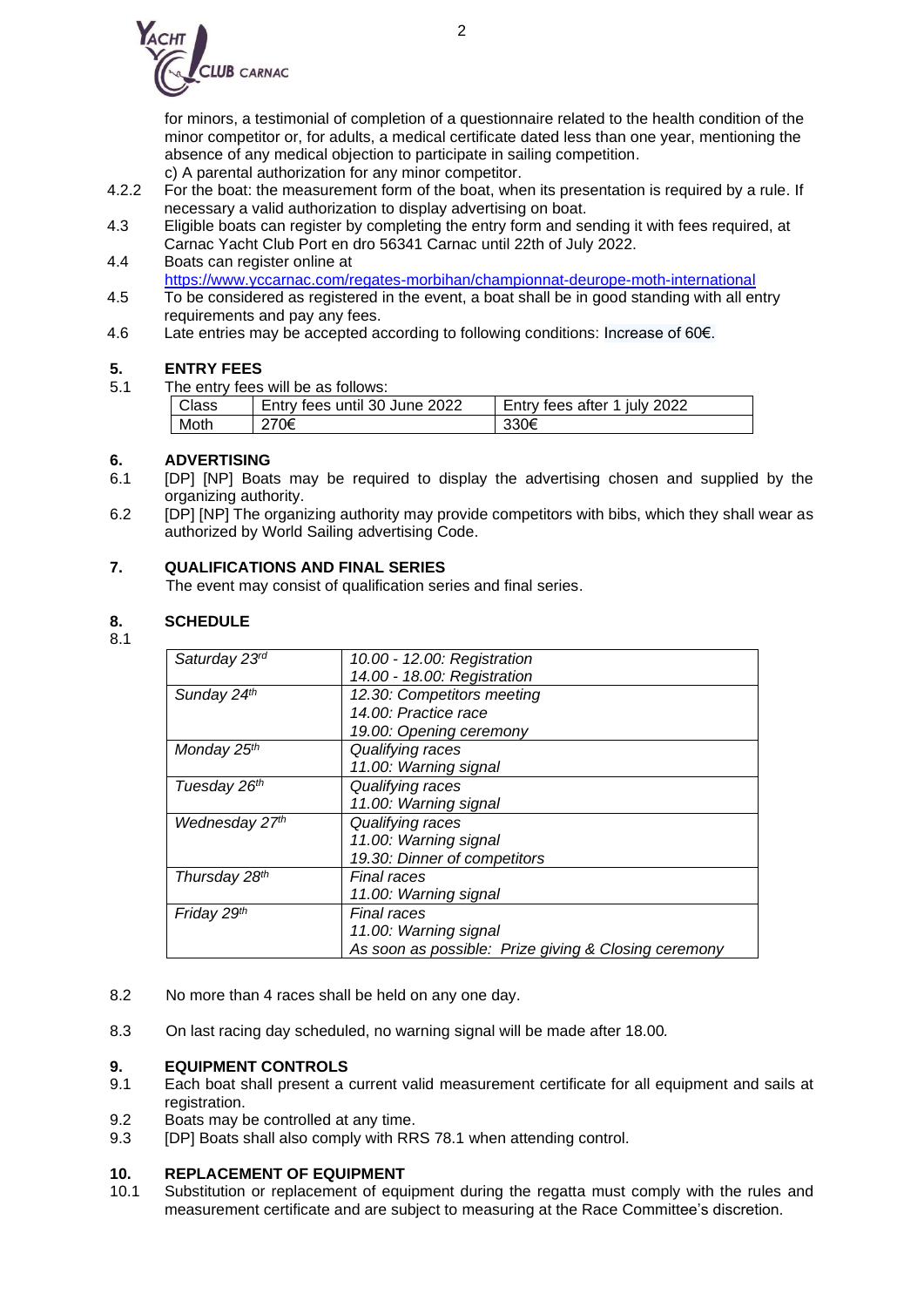for minors, a testimonial of completion of a questionnaire related to the health condition of the minor competitor or, for adults, a medical certificate dated less than one year, mentioning the absence of any medical objection to participate in sailing competition.
c) A parental authorization for any minor competitor.

4.2.2 For the boat: the measurement form of the boat, when its presentation is required by a rule. If necessary a valid authorization to display advertising on boat.

4.3 Eligible boats can register by completing the entry form and sending it with fees required, at Carnac Yacht Club Port en dro 56341 Carnac until 22th of July 2022.

4.4 Boats can register online at https://www.yccarnac.com/regates-morbihan/championnat-deurope-moth-international

4.5 To be considered as registered in the event, a boat shall be in good standing with all entry requirements and pay any fees.

4.6 Late entries may be accepted according to following conditions: Increase of 60€.

## 5. ENTRY FEES

5.1 The entry fees will be as follows:

| Class | Entry fees until 30 June 2022 | Entry fees after 1 july 2022 |
|---|---|---|
| Moth | 270€ | 330€ |

## 6. ADVERTISING

6.1 [DP] [NP] Boats may be required to display the advertising chosen and supplied by the organizing authority.

6.2 [DP] [NP] The organizing authority may provide competitors with bibs, which they shall wear as authorized by World Sailing advertising Code.

## 7. QUALIFICATIONS AND FINAL SERIES

The event may consist of qualification series and final series.

## 8. SCHEDULE

8.1

| | |
|---|---|
| *Saturday 23rd* | *10.00 - 12.00: Registration*<br>*14.00 - 18.00: Registration* |
| *Sunday 24th* | *12.30: Competitors meeting*<br>*14.00: Practice race*<br>*19.00: Opening ceremony* |
| *Monday 25th* | *Qualifying races*<br>*11.00: Warning signal* |
| *Tuesday 26th* | *Qualifying races*<br>*11.00: Warning signal* |
| *Wednesday 27th* | *Qualifying races*<br>*11.00: Warning signal*<br>*19.30: Dinner of competitors* |
| *Thursday 28th* | *Final races*<br>*11.00: Warning signal* |
| *Friday 29th* | *Final races*<br>*11.00: Warning signal*<br>*As soon as possible: Prize giving & Closing ceremony* |

8.2 No more than 4 races shall be held on any one day.

8.3 On last racing day scheduled, no warning signal will be made after 18.00*.*

## 9. EQUIPMENT CONTROLS

9.1 Each boat shall present a current valid measurement certificate for all equipment and sails at registration.

9.2 Boats may be controlled at any time.

9.3 [DP] Boats shall also comply with RRS 78.1 when attending control.

## 10. REPLACEMENT OF EQUIPMENT

10.1 Substitution or replacement of equipment during the regatta must comply with the rules and measurement certificate and are subject to measuring at the Race Committee's discretion.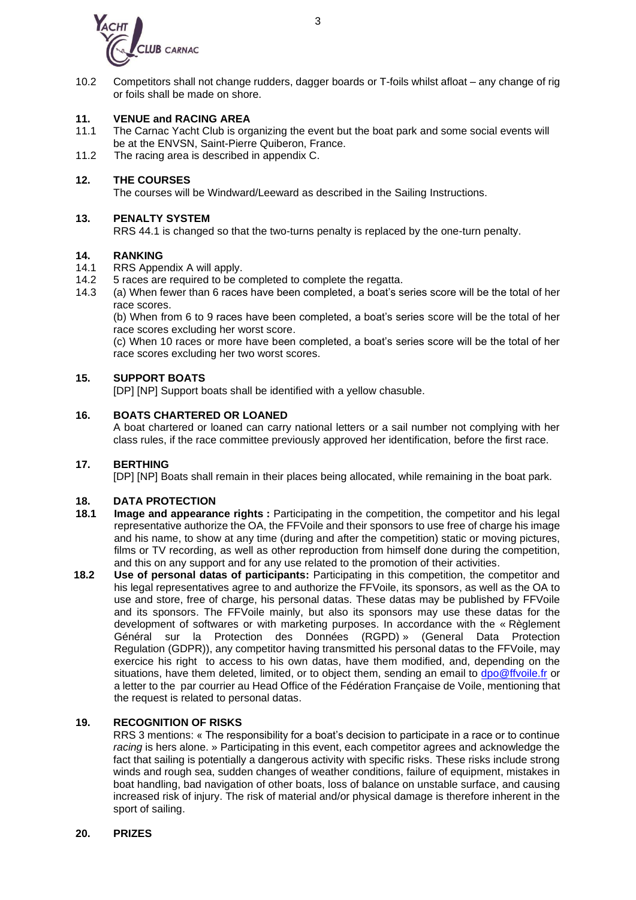10.2 Competitors shall not change rudders, dagger boards or T-foils whilst afloat – any change of rig or foils shall be made on shore.

## 11. VENUE and RACING AREA

11.1 The Carnac Yacht Club is organizing the event but the boat park and some social events will be at the ENVSN, Saint-Pierre Quiberon, France.

11.2 The racing area is described in appendix C.

## 12. THE COURSES

The courses will be Windward/Leeward as described in the Sailing Instructions.

## 13. PENALTY SYSTEM

RRS 44.1 is changed so that the two-turns penalty is replaced by the one-turn penalty.

## 14. RANKING

14.1 RRS Appendix A will apply.

14.2 5 races are required to be completed to complete the regatta.

14.3 (a) When fewer than 6 races have been completed, a boat's series score will be the total of her race scores.

(b) When from 6 to 9 races have been completed, a boat's series score will be the total of her race scores excluding her worst score.

(c) When 10 races or more have been completed, a boat's series score will be the total of her race scores excluding her two worst scores.

## 15. SUPPORT BOATS

[DP] [NP] Support boats shall be identified with a yellow chasuble.

## 16. BOATS CHARTERED OR LOANED

A boat chartered or loaned can carry national letters or a sail number not complying with her class rules, if the race committee previously approved her identification, before the first race.

## 17. BERTHING

[DP] [NP] Boats shall remain in their places being allocated, while remaining in the boat park.

## 18. DATA PROTECTION

**18.1 Image and appearance rights :** Participating in the competition, the competitor and his legal representative authorize the OA, the FFVoile and their sponsors to use free of charge his image and his name, to show at any time (during and after the competition) static or moving pictures, films or TV recording, as well as other reproduction from himself done during the competition, and this on any support and for any use related to the promotion of their activities.

**18.2 Use of personal datas of participants:** Participating in this competition, the competitor and his legal representatives agree to and authorize the FFVoile, its sponsors, as well as the OA to use and store, free of charge, his personal datas. These datas may be published by FFVoile and its sponsors. The FFVoile mainly, but also its sponsors may use these datas for the development of softwares or with marketing purposes. In accordance with the « Règlement Général sur la Protection des Données (RGPD) » (General Data Protection Regulation (GDPR)), any competitor having transmitted his personal datas to the FFVoile, may exercice his right to access to his own datas, have them modified, and, depending on the situations, have them deleted, limited, or to object them, sending an email to dpo@ffvoile.fr or a letter to the par courrier au Head Office of the Fédération Française de Voile, mentioning that the request is related to personal datas.

## 19. RECOGNITION OF RISKS

RRS 3 mentions: « The responsibility for a boat's decision to participate in a race or to continue *racing* is hers alone. » Participating in this event, each competitor agrees and acknowledge the fact that sailing is potentially a dangerous activity with specific risks. These risks include strong winds and rough sea, sudden changes of weather conditions, failure of equipment, mistakes in boat handling, bad navigation of other boats, loss of balance on unstable surface, and causing increased risk of injury. The risk of material and/or physical damage is therefore inherent in the sport of sailing.

## 20. PRIZES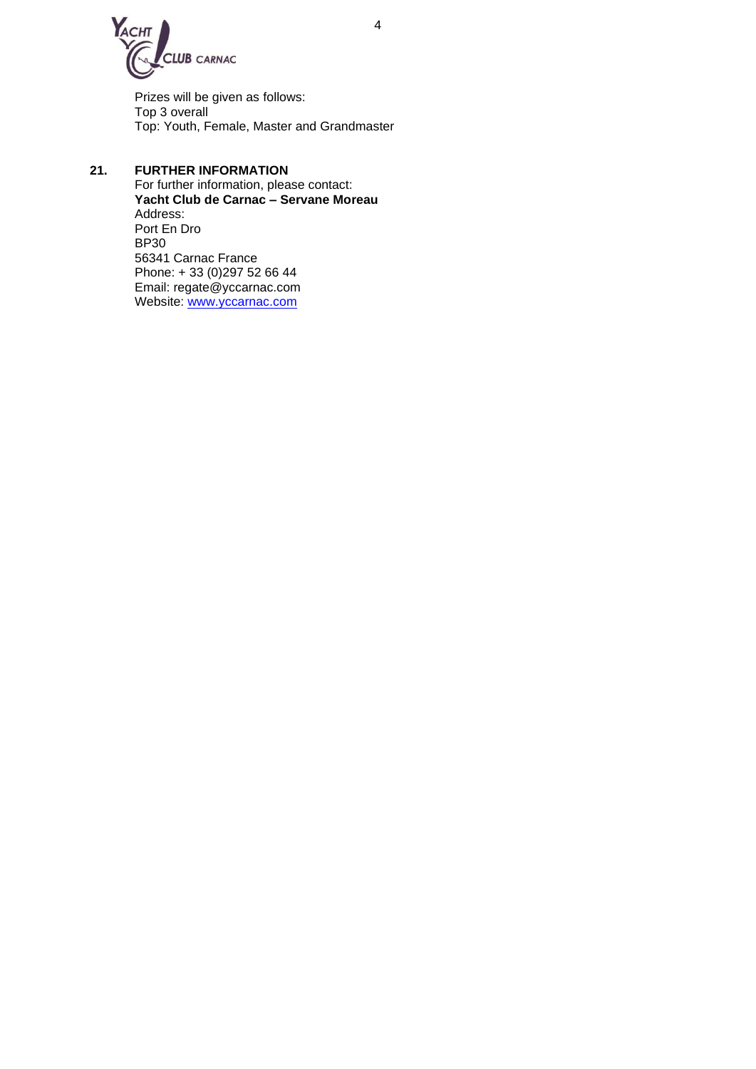Prizes will be given as follows:
Top 3 overall
Top: Youth, Female, Master and Grandmaster

## 21. FURTHER INFORMATION

For further information, please contact:
**Yacht Club de Carnac – Servane Moreau**
Address:
Port En Dro
BP30
56341 Carnac France
Phone: + 33 (0)297 52 66 44
Email: regate@yccarnac.com
Website: [www.yccarnac.com](http://www.yccarnac.com)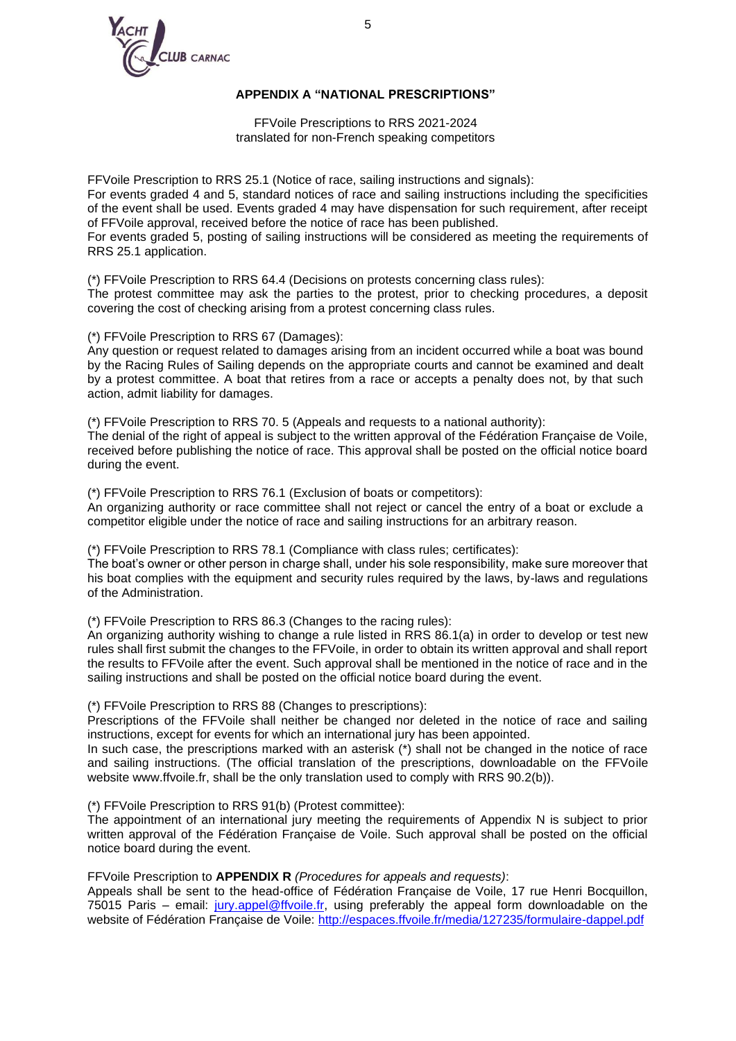**APPENDIX A "NATIONAL PRESCRIPTIONS"**

FFVoile Prescriptions to RRS 2021-2024
translated for non-French speaking competitors

FFVoile Prescription to RRS 25.1 (Notice of race, sailing instructions and signals):
For events graded 4 and 5, standard notices of race and sailing instructions including the specificities of the event shall be used. Events graded 4 may have dispensation for such requirement, after receipt of FFVoile approval, received before the notice of race has been published.
For events graded 5, posting of sailing instructions will be considered as meeting the requirements of RRS 25.1 application.

(*) FFVoile Prescription to RRS 64.4 (Decisions on protests concerning class rules):
The protest committee may ask the parties to the protest, prior to checking procedures, a deposit covering the cost of checking arising from a protest concerning class rules.

(*) FFVoile Prescription to RRS 67 (Damages):
Any question or request related to damages arising from an incident occurred while a boat was bound by the Racing Rules of Sailing depends on the appropriate courts and cannot be examined and dealt by a protest committee. A boat that retires from a race or accepts a penalty does not, by that such action, admit liability for damages.

(*) FFVoile Prescription to RRS 70. 5 (Appeals and requests to a national authority):
The denial of the right of appeal is subject to the written approval of the Fédération Française de Voile, received before publishing the notice of race. This approval shall be posted on the official notice board during the event.

(*) FFVoile Prescription to RRS 76.1 (Exclusion of boats or competitors):
An organizing authority or race committee shall not reject or cancel the entry of a boat or exclude a competitor eligible under the notice of race and sailing instructions for an arbitrary reason.

(*) FFVoile Prescription to RRS 78.1 (Compliance with class rules; certificates):
The boat's owner or other person in charge shall, under his sole responsibility, make sure moreover that his boat complies with the equipment and security rules required by the laws, by-laws and regulations of the Administration.

(*) FFVoile Prescription to RRS 86.3 (Changes to the racing rules):
An organizing authority wishing to change a rule listed in RRS 86.1(a) in order to develop or test new rules shall first submit the changes to the FFVoile, in order to obtain its written approval and shall report the results to FFVoile after the event. Such approval shall be mentioned in the notice of race and in the sailing instructions and shall be posted on the official notice board during the event.

(*) FFVoile Prescription to RRS 88 (Changes to prescriptions):
Prescriptions of the FFVoile shall neither be changed nor deleted in the notice of race and sailing instructions, except for events for which an international jury has been appointed.
In such case, the prescriptions marked with an asterisk (*) shall not be changed in the notice of race and sailing instructions. (The official translation of the prescriptions, downloadable on the FFVoile website www.ffvoile.fr, shall be the only translation used to comply with RRS 90.2(b)).

(*) FFVoile Prescription to RRS 91(b) (Protest committee):
The appointment of an international jury meeting the requirements of Appendix N is subject to prior written approval of the Fédération Française de Voile. Such approval shall be posted on the official notice board during the event.

FFVoile Prescription to **APPENDIX R** *(Procedures for appeals and requests)*:
Appeals shall be sent to the head-office of Fédération Française de Voile, 17 rue Henri Bocquillon, 75015 Paris – email: [jury.appel@ffvoile.fr](mailto:jury.appel@ffvoile.fr), using preferably the appeal form downloadable on the website of Fédération Française de Voile: [http://espaces.ffvoile.fr/media/127235/formulaire-dappel.pdf](http://espaces.ffvoile.fr/media/127235/formulaire-dappel.pdf)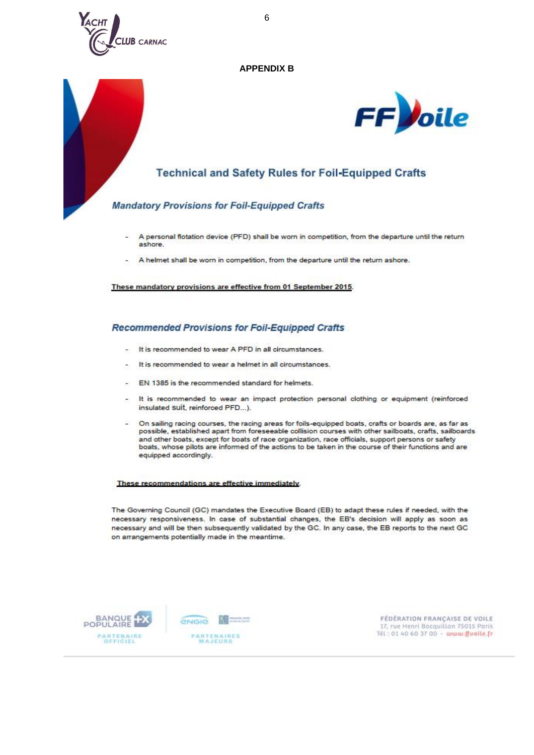**APPENDIX B**

# Technical and Safety Rules for Foil-Equipped Crafts

## *Mandatory Provisions for Foil-Equipped Crafts*

- A personal flotation device (PFD) shall be worn in competition, from the departure until the return ashore.
- A helmet shall be worn in competition, from the departure until the return ashore.

<u>These mandatory provisions are effective from 01 September 2015</u>.

## *Recommended Provisions for Foil-Equipped Crafts*

- It is recommended to wear A PFD in all circumstances.
- It is recommended to wear a helmet in all circumstances.
- EN 1385 is the recommended standard for helmets.
- It is recommended to wear an impact protection personal clothing or equipment (reinforced insulated suit, reinforced PFD...).
- On sailing racing courses, the racing areas for foils-equipped boats, crafts or boards are, as far as possible, established apart from foreseeable collision courses with other sailboats, crafts, sailboards and other boats, except for boats of race organization, race officials, support persons or safety boats, whose pilots are informed of the actions to be taken in the course of their functions and are equipped accordingly.

<u>These recommendations are effective immediately</u>.

The Governing Council (GC) mandates the Executive Board (EB) to adapt these rules if needed, with the necessary responsiveness. In case of substantial changes, the EB's decision will apply as soon as necessary and will be then subsequently validated by the GC. In any case, the EB reports to the next GC on arrangements potentially made in the meantime.

BANQUE POPULAIRE — PARTENAIRE OFFICIEL

ENGIE — PARTENAIRES MAJEURS

FÉDÉRATION FRANÇAISE DE VOILE
17, rue Henri Bocquillon 75015 Paris
Tél : 01 40 60 37 00 - www.ffvoile.fr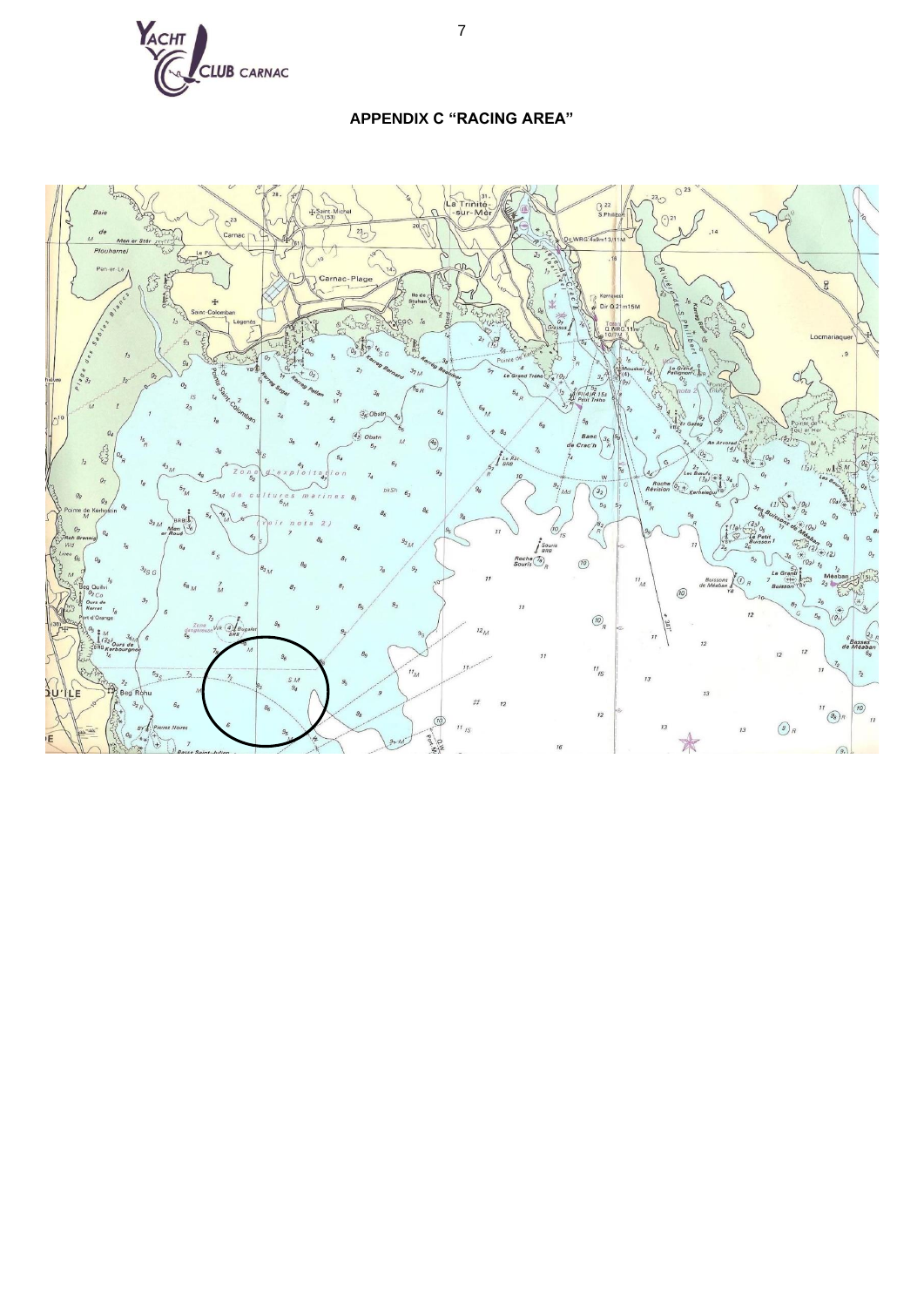## APPENDIX C "RACING AREA"